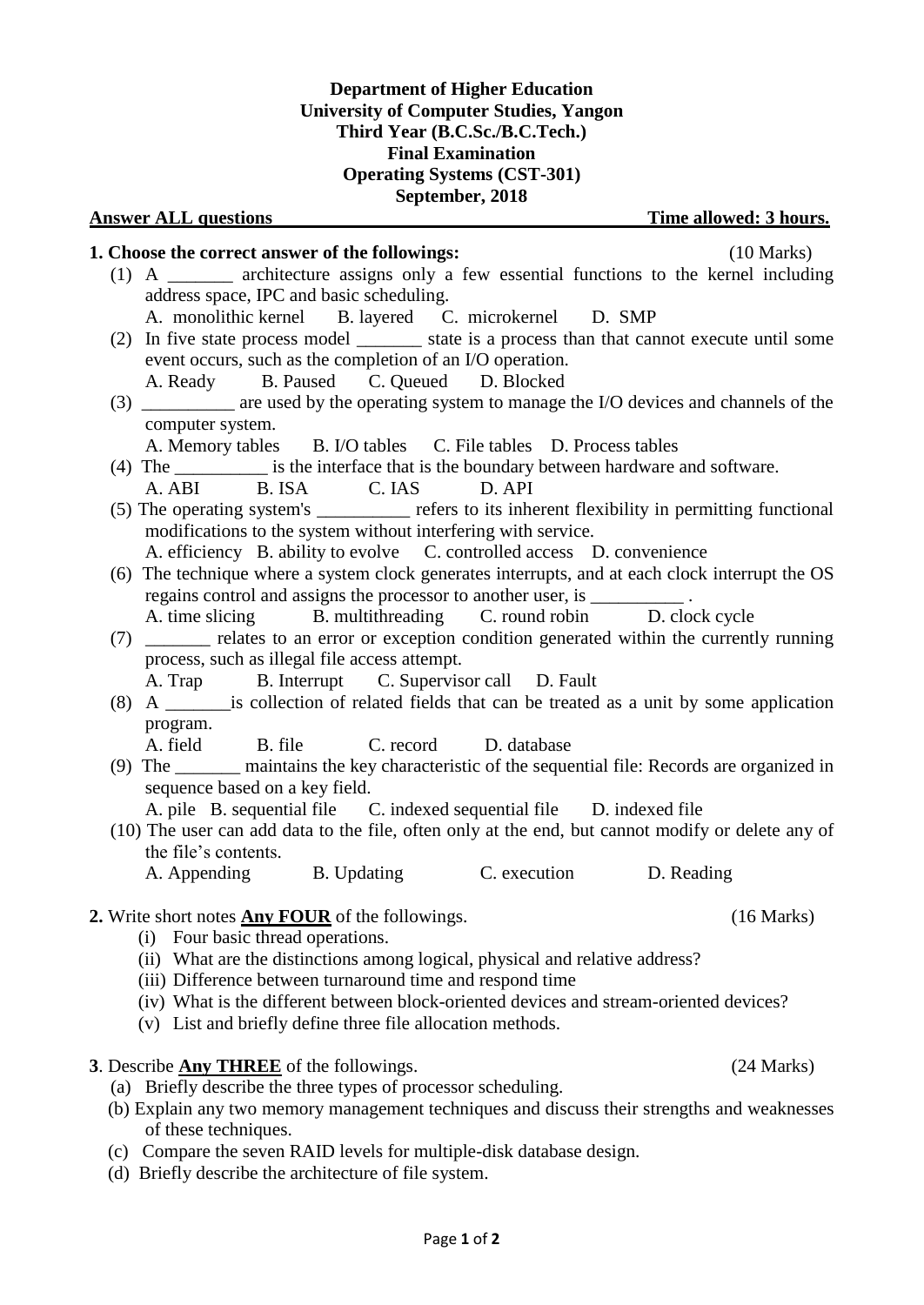**Department of Higher Education**
**University of Computer Studies, Yangon**
**Third Year (B.C.Sc./B.C.Tech.)**
**Final Examination**
**Operating Systems (CST-301)**
**September, 2018**

**Answer ALL questions** **Time allowed: 3 hours.**

**1. Choose the correct answer of the followings:** (10 Marks)

(1) A _______ architecture assigns only a few essential functions to the kernel including address space, IPC and basic scheduling.
A. monolithic kernel B. layered C. microkernel D. SMP

(2) In five state process model _______ state is a process than that cannot execute until some event occurs, such as the completion of an I/O operation.
A. Ready B. Paused C. Queued D. Blocked

(3) __________ are used by the operating system to manage the I/O devices and channels of the computer system.
A. Memory tables B. I/O tables C. File tables D. Process tables

(4) The __________ is the interface that is the boundary between hardware and software.
A. ABI B. ISA C. IAS D. API

(5) The operating system's __________ refers to its inherent flexibility in permitting functional modifications to the system without interfering with service.
A. efficiency B. ability to evolve C. controlled access D. convenience

(6) The technique where a system clock generates interrupts, and at each clock interrupt the OS regains control and assigns the processor to another user, is __________ .
A. time slicing B. multithreading C. round robin D. clock cycle

(7) _______ relates to an error or exception condition generated within the currently running process, such as illegal file access attempt.
A. Trap B. Interrupt C. Supervisor call D. Fault

(8) A _______is collection of related fields that can be treated as a unit by some application program.
A. field B. file C. record D. database

(9) The _______ maintains the key characteristic of the sequential file: Records are organized in sequence based on a key field.
A. pile B. sequential file C. indexed sequential file D. indexed file

(10) The user can add data to the file, often only at the end, but cannot modify or delete any of the file's contents.
A. Appending B. Updating C. execution D. Reading

**2.** Write short notes **Any FOUR** of the followings. (16 Marks)

(i) Four basic thread operations.
(ii) What are the distinctions among logical, physical and relative address?
(iii) Difference between turnaround time and respond time
(iv) What is the different between block-oriented devices and stream-oriented devices?
(v) List and briefly define three file allocation methods.

**3**. Describe **Any THREE** of the followings. (24 Marks)

(a) Briefly describe the three types of processor scheduling.
(b) Explain any two memory management techniques and discuss their strengths and weaknesses of these techniques.
(c) Compare the seven RAID levels for multiple-disk database design.
(d) Briefly describe the architecture of file system.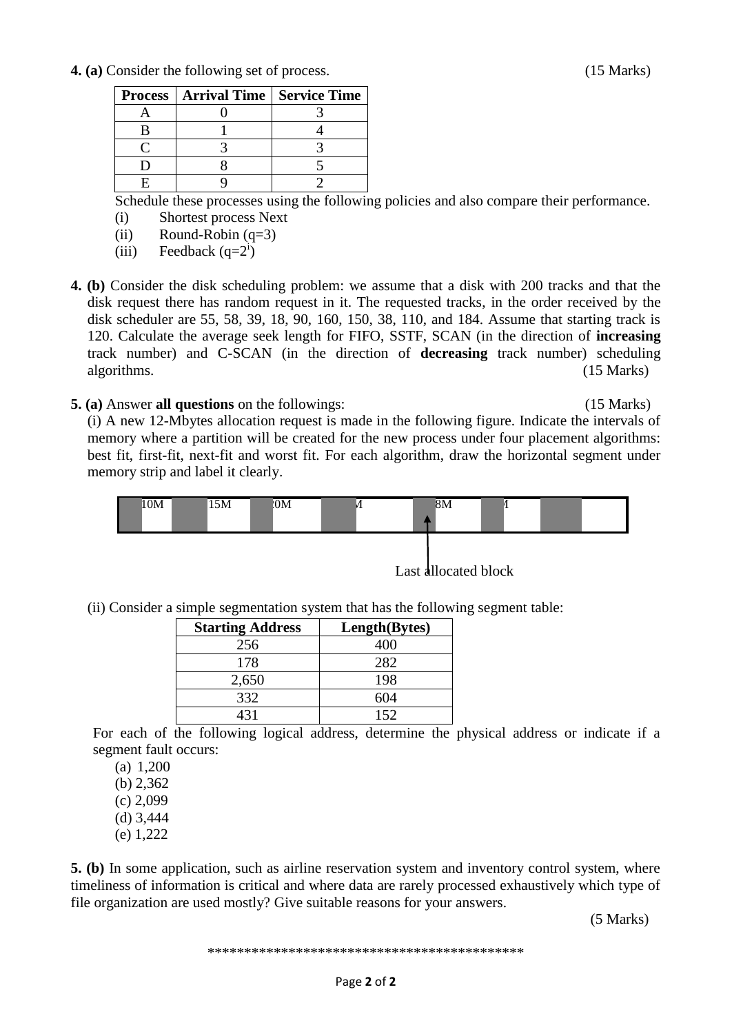**4. (a)** Consider the following set of process. (15 Marks)

| Process | Arrival Time | Service Time |
|---|---|---|
| A | 0 | 3 |
| B | 1 | 4 |
| C | 3 | 3 |
| D | 8 | 5 |
| E | 9 | 2 |

Schedule these processes using the following policies and also compare their performance.

(i) Shortest process Next

(ii) Round-Robin (q=3)

(iii) Feedback ($q=2^i$)

**4. (b)** Consider the disk scheduling problem: we assume that a disk with 200 tracks and that the disk request there has random request in it. The requested tracks, in the order received by the disk scheduler are 55, 58, 39, 18, 90, 160, 150, 38, 110, and 184. Assume that starting track is 120. Calculate the average seek length for FIFO, SSTF, SCAN (in the direction of **increasing** track number) and C-SCAN (in the direction of **decreasing** track number) scheduling algorithms. (15 Marks)

**5. (a)** Answer **all questions** on the followings: (15 Marks)

(i) A new 12-Mbytes allocation request is made in the following figure. Indicate the intervals of memory where a partition will be created for the new process under four placement algorithms: best fit, first-fit, next-fit and worst fit. For each algorithm, draw the horizontal segment under memory strip and label it clearly.

10M 15M 20M M 8M M

Last allocated block

(ii) Consider a simple segmentation system that has the following segment table:

| Starting Address | Length(Bytes) |
|---|---|
| 256 | 400 |
| 178 | 282 |
| 2,650 | 198 |
| 332 | 604 |
| 431 | 152 |

For each of the following logical address, determine the physical address or indicate if a segment fault occurs:

(a) 1,200

(b) 2,362

(c) 2,099

(d) 3,444

(e) 1,222

**5. (b)** In some application, such as airline reservation system and inventory control system, where timeliness of information is critical and where data are rarely processed exhaustively which type of file organization are used mostly? Give suitable reasons for your answers.

(5 Marks)

*******************************************